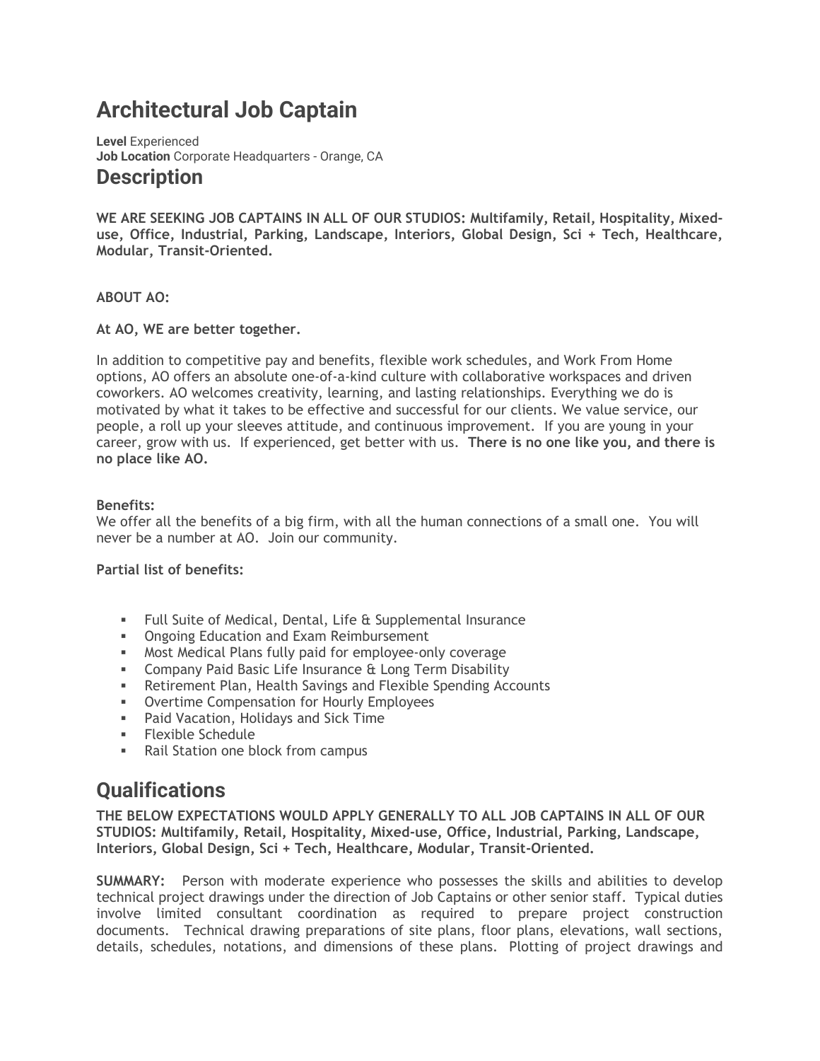# Architectural Job Captain

**Level** Experienced
**Job Location** Corporate Headquarters - Orange, CA

## Description

**WE ARE SEEKING JOB CAPTAINS IN ALL OF OUR STUDIOS: Multifamily, Retail, Hospitality, Mixed-use, Office, Industrial, Parking, Landscape, Interiors, Global Design, Sci + Tech, Healthcare, Modular, Transit-Oriented.**

**ABOUT AO:**

**At AO, WE are better together.**

In addition to competitive pay and benefits, flexible work schedules, and Work From Home options, AO offers an absolute one-of-a-kind culture with collaborative workspaces and driven coworkers. AO welcomes creativity, learning, and lasting relationships. Everything we do is motivated by what it takes to be effective and successful for our clients. We value service, our people, a roll up your sleeves attitude, and continuous improvement. If you are young in your career, grow with us. If experienced, get better with us. **There is no one like you, and there is no place like AO.**

**Benefits:**
We offer all the benefits of a big firm, with all the human connections of a small one. You will never be a number at AO. Join our community.

**Partial list of benefits:**

- Full Suite of Medical, Dental, Life & Supplemental Insurance
- Ongoing Education and Exam Reimbursement
- Most Medical Plans fully paid for employee-only coverage
- Company Paid Basic Life Insurance & Long Term Disability
- Retirement Plan, Health Savings and Flexible Spending Accounts
- Overtime Compensation for Hourly Employees
- Paid Vacation, Holidays and Sick Time
- Flexible Schedule
- Rail Station one block from campus

## Qualifications

**THE BELOW EXPECTATIONS WOULD APPLY GENERALLY TO ALL JOB CAPTAINS IN ALL OF OUR STUDIOS: Multifamily, Retail, Hospitality, Mixed-use, Office, Industrial, Parking, Landscape, Interiors, Global Design, Sci + Tech, Healthcare, Modular, Transit-Oriented.**

**SUMMARY:** Person with moderate experience who possesses the skills and abilities to develop technical project drawings under the direction of Job Captains or other senior staff. Typical duties involve limited consultant coordination as required to prepare project construction documents. Technical drawing preparations of site plans, floor plans, elevations, wall sections, details, schedules, notations, and dimensions of these plans. Plotting of project drawings and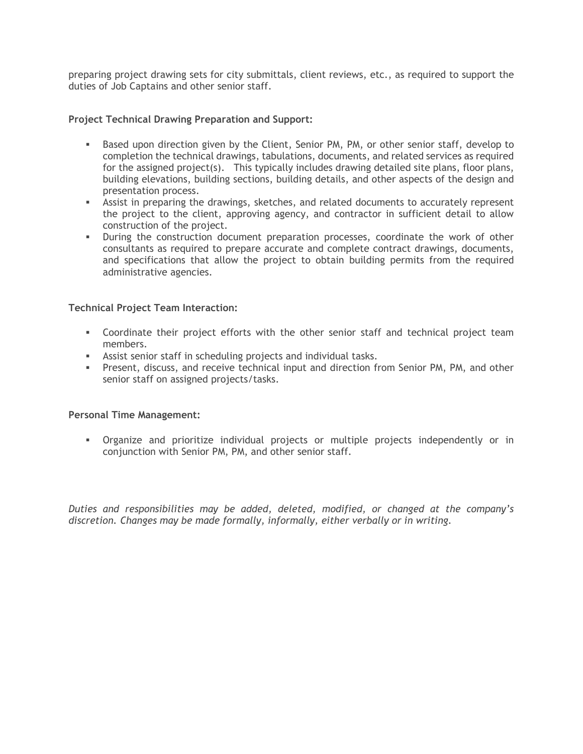preparing project drawing sets for city submittals, client reviews, etc., as required to support the duties of Job Captains and other senior staff.

**Project Technical Drawing Preparation and Support:**

- Based upon direction given by the Client, Senior PM, PM, or other senior staff, develop to completion the technical drawings, tabulations, documents, and related services as required for the assigned project(s). This typically includes drawing detailed site plans, floor plans, building elevations, building sections, building details, and other aspects of the design and presentation process.
- Assist in preparing the drawings, sketches, and related documents to accurately represent the project to the client, approving agency, and contractor in sufficient detail to allow construction of the project.
- During the construction document preparation processes, coordinate the work of other consultants as required to prepare accurate and complete contract drawings, documents, and specifications that allow the project to obtain building permits from the required administrative agencies.

**Technical Project Team Interaction:**

- Coordinate their project efforts with the other senior staff and technical project team members.
- Assist senior staff in scheduling projects and individual tasks.
- Present, discuss, and receive technical input and direction from Senior PM, PM, and other senior staff on assigned projects/tasks.

**Personal Time Management:**

- Organize and prioritize individual projects or multiple projects independently or in conjunction with Senior PM, PM, and other senior staff.

*Duties and responsibilities may be added, deleted, modified, or changed at the company's discretion. Changes may be made formally, informally, either verbally or in writing.*